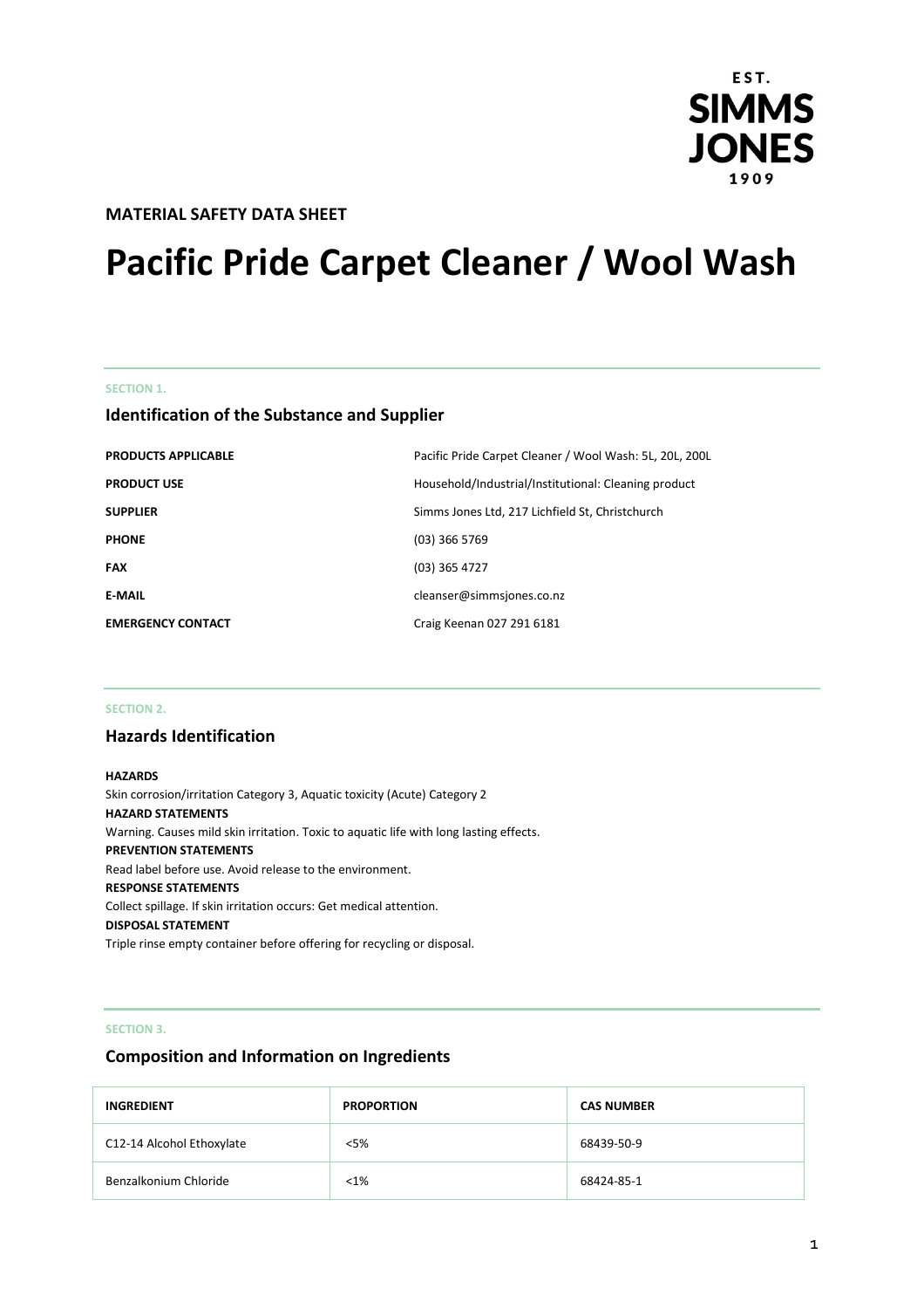EST. SIMMS JONES 1909

**MATERIAL SAFETY DATA SHEET**

# Pacific Pride Carpet Cleaner / Wool Wash

SECTION 1.

## Identification of the Substance and Supplier

| | |
|---|---|
| **PRODUCTS APPLICABLE** | Pacific Pride Carpet Cleaner / Wool Wash: 5L, 20L, 200L |
| **PRODUCT USE** | Household/Industrial/Institutional: Cleaning product |
| **SUPPLIER** | Simms Jones Ltd, 217 Lichfield St, Christchurch |
| **PHONE** | (03) 366 5769 |
| **FAX** | (03) 365 4727 |
| **E-MAIL** | cleanser@simmsjones.co.nz |
| **EMERGENCY CONTACT** | Craig Keenan 027 291 6181 |

SECTION 2.

## Hazards Identification

**HAZARDS**
Skin corrosion/irritation Category 3, Aquatic toxicity (Acute) Category 2
**HAZARD STATEMENTS**
Warning. Causes mild skin irritation. Toxic to aquatic life with long lasting effects.
**PREVENTION STATEMENTS**
Read label before use. Avoid release to the environment.
**RESPONSE STATEMENTS**
Collect spillage. If skin irritation occurs: Get medical attention.
**DISPOSAL STATEMENT**
Triple rinse empty container before offering for recycling or disposal.

SECTION 3.

## Composition and Information on Ingredients

| INGREDIENT | PROPORTION | CAS NUMBER |
|---|---|---|
| C12-14 Alcohol Ethoxylate | <5% | 68439-50-9 |
| Benzalkonium Chloride | <1% | 68424-85-1 |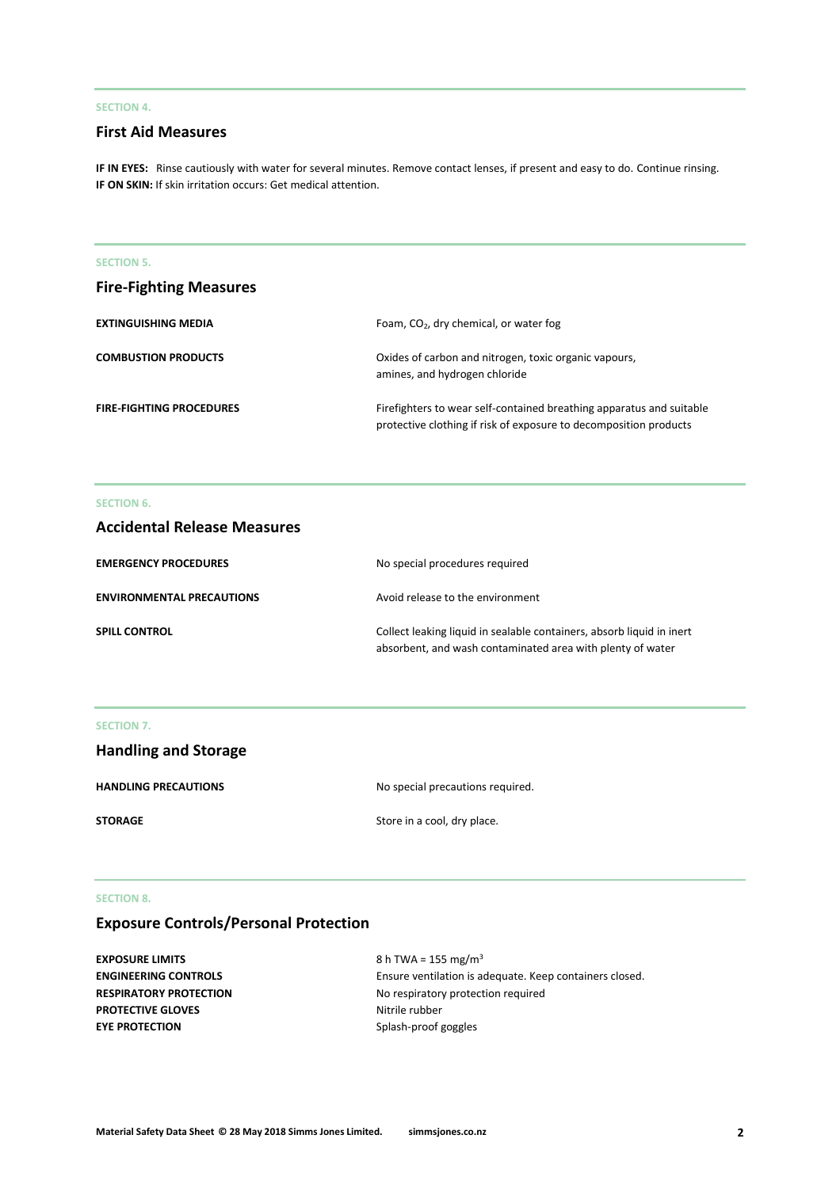SECTION 4.

## First Aid Measures

**IF IN EYES:** Rinse cautiously with water for several minutes. Remove contact lenses, if present and easy to do. Continue rinsing.
**IF ON SKIN:** If skin irritation occurs: Get medical attention.

SECTION 5.

## Fire-Fighting Measures

| | |
|---|---|
| **EXTINGUISHING MEDIA** | Foam, $CO_2$, dry chemical, or water fog |
| **COMBUSTION PRODUCTS** | Oxides of carbon and nitrogen, toxic organic vapours, amines, and hydrogen chloride |
| **FIRE-FIGHTING PROCEDURES** | Firefighters to wear self-contained breathing apparatus and suitable protective clothing if risk of exposure to decomposition products |

SECTION 6.

## Accidental Release Measures

| | |
|---|---|
| **EMERGENCY PROCEDURES** | No special procedures required |
| **ENVIRONMENTAL PRECAUTIONS** | Avoid release to the environment |
| **SPILL CONTROL** | Collect leaking liquid in sealable containers, absorb liquid in inert absorbent, and wash contaminated area with plenty of water |

SECTION 7.

## Handling and Storage

| | |
|---|---|
| **HANDLING PRECAUTIONS** | No special precautions required. |
| **STORAGE** | Store in a cool, dry place. |

SECTION 8.

## Exposure Controls/Personal Protection

| | |
|---|---|
| **EXPOSURE LIMITS** | 8 h TWA = 155 $mg/m^3$ |
| **ENGINEERING CONTROLS** | Ensure ventilation is adequate. Keep containers closed. |
| **RESPIRATORY PROTECTION** | No respiratory protection required |
| **PROTECTIVE GLOVES** | Nitrile rubber |
| **EYE PROTECTION** | Splash-proof goggles |

Material Safety Data Sheet © 28 May 2018 Simms Jones Limited. simmsjones.co.nz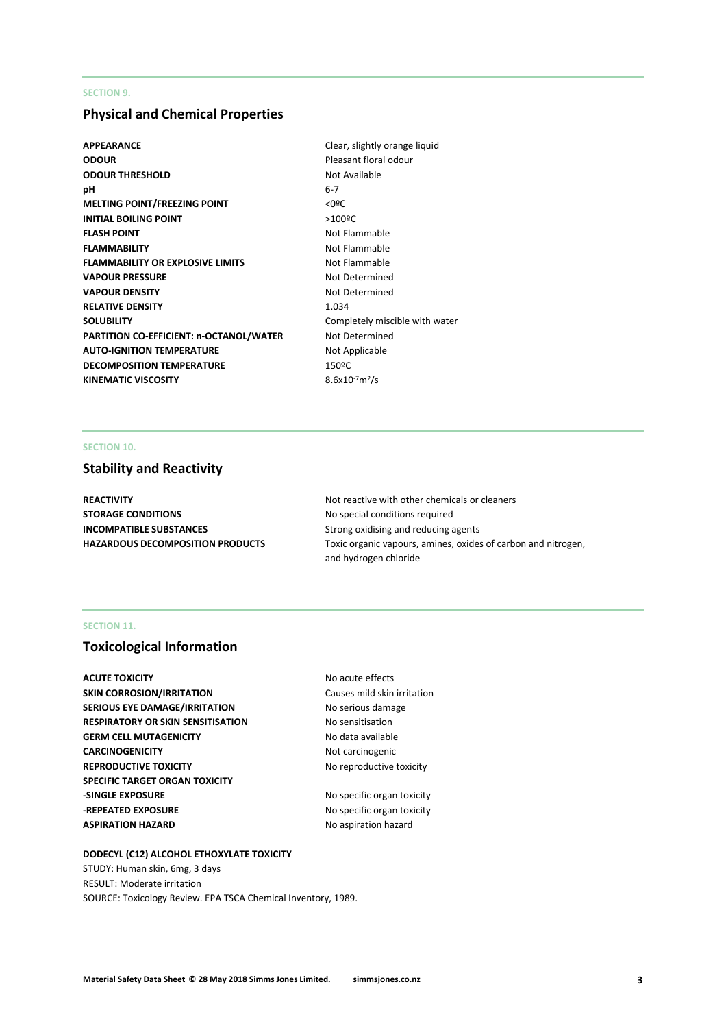SECTION 9.

## Physical and Chemical Properties

| | |
|---|---|
| **APPEARANCE** | Clear, slightly orange liquid |
| **ODOUR** | Pleasant floral odour |
| **ODOUR THRESHOLD** | Not Available |
| **pH** | 6-7 |
| **MELTING POINT/FREEZING POINT** | <0ºC |
| **INITIAL BOILING POINT** | >100ºC |
| **FLASH POINT** | Not Flammable |
| **FLAMMABILITY** | Not Flammable |
| **FLAMMABILITY OR EXPLOSIVE LIMITS** | Not Flammable |
| **VAPOUR PRESSURE** | Not Determined |
| **VAPOUR DENSITY** | Not Determined |
| **RELATIVE DENSITY** | 1.034 |
| **SOLUBILITY** | Completely miscible with water |
| **PARTITION CO-EFFICIENT: n-OCTANOL/WATER** | Not Determined |
| **AUTO-IGNITION TEMPERATURE** | Not Applicable |
| **DECOMPOSITION TEMPERATURE** | 150ºC |
| **KINEMATIC VISCOSITY** | $8.6x10^{-7}m^2/s$ |

SECTION 10.

## Stability and Reactivity

| | |
|---|---|
| **REACTIVITY** | Not reactive with other chemicals or cleaners |
| **STORAGE CONDITIONS** | No special conditions required |
| **INCOMPATIBLE SUBSTANCES** | Strong oxidising and reducing agents |
| **HAZARDOUS DECOMPOSITION PRODUCTS** | Toxic organic vapours, amines, oxides of carbon and nitrogen, and hydrogen chloride |

SECTION 11.

## Toxicological Information

| | |
|---|---|
| **ACUTE TOXICITY** | No acute effects |
| **SKIN CORROSION/IRRITATION** | Causes mild skin irritation |
| **SERIOUS EYE DAMAGE/IRRITATION** | No serious damage |
| **RESPIRATORY OR SKIN SENSITISATION** | No sensitisation |
| **GERM CELL MUTAGENICITY** | No data available |
| **CARCINOGENICITY** | Not carcinogenic |
| **REPRODUCTIVE TOXICITY** | No reproductive toxicity |
| **SPECIFIC TARGET ORGAN TOXICITY** | |
| **-SINGLE EXPOSURE** | No specific organ toxicity |
| **-REPEATED EXPOSURE** | No specific organ toxicity |
| **ASPIRATION HAZARD** | No aspiration hazard |

**DODECYL (C12) ALCOHOL ETHOXYLATE TOXICITY**
STUDY: Human skin, 6mg, 3 days
RESULT: Moderate irritation
SOURCE: Toxicology Review. EPA TSCA Chemical Inventory, 1989.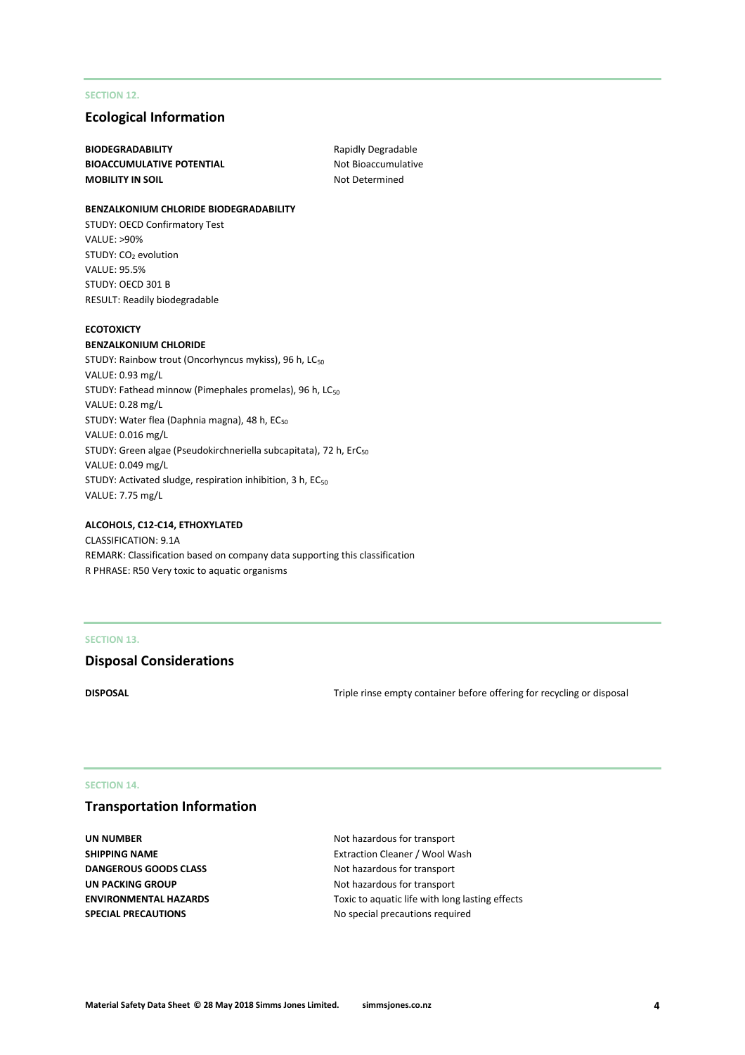SECTION 12.

## Ecological Information

**BIODEGRADABILITY** Rapidly Degradable
**BIOACCUMULATIVE POTENTIAL** Not Bioaccumulative
**MOBILITY IN SOIL** Not Determined

**BENZALKONIUM CHLORIDE BIODEGRADABILITY**

STUDY: OECD Confirmatory Test
VALUE: >90%
STUDY: $CO_2$ evolution
VALUE: 95.5%
STUDY: OECD 301 B
RESULT: Readily biodegradable

**ECOTOXICTY**

**BENZALKONIUM CHLORIDE**

STUDY: Rainbow trout (Oncorhyncus mykiss), 96 h, $LC_{50}$
VALUE: 0.93 mg/L
STUDY: Fathead minnow (Pimephales promelas), 96 h, $LC_{50}$
VALUE: 0.28 mg/L
STUDY: Water flea (Daphnia magna), 48 h, $EC_{50}$
VALUE: 0.016 mg/L
STUDY: Green algae (Pseudokirchneriella subcapitata), 72 h, $ErC_{50}$
VALUE: 0.049 mg/L
STUDY: Activated sludge, respiration inhibition, 3 h, $EC_{50}$
VALUE: 7.75 mg/L

**ALCOHOLS, C12-C14, ETHOXYLATED**

CLASSIFICATION: 9.1A
REMARK: Classification based on company data supporting this classification
R PHRASE: R50 Very toxic to aquatic organisms

SECTION 13.

## Disposal Considerations

**DISPOSAL** Triple rinse empty container before offering for recycling or disposal

SECTION 14.

## Transportation Information

**UN NUMBER** Not hazardous for transport
**SHIPPING NAME** Extraction Cleaner / Wool Wash
**DANGEROUS GOODS CLASS** Not hazardous for transport
**UN PACKING GROUP** Not hazardous for transport
**ENVIRONMENTAL HAZARDS** Toxic to aquatic life with long lasting effects
**SPECIAL PRECAUTIONS** No special precautions required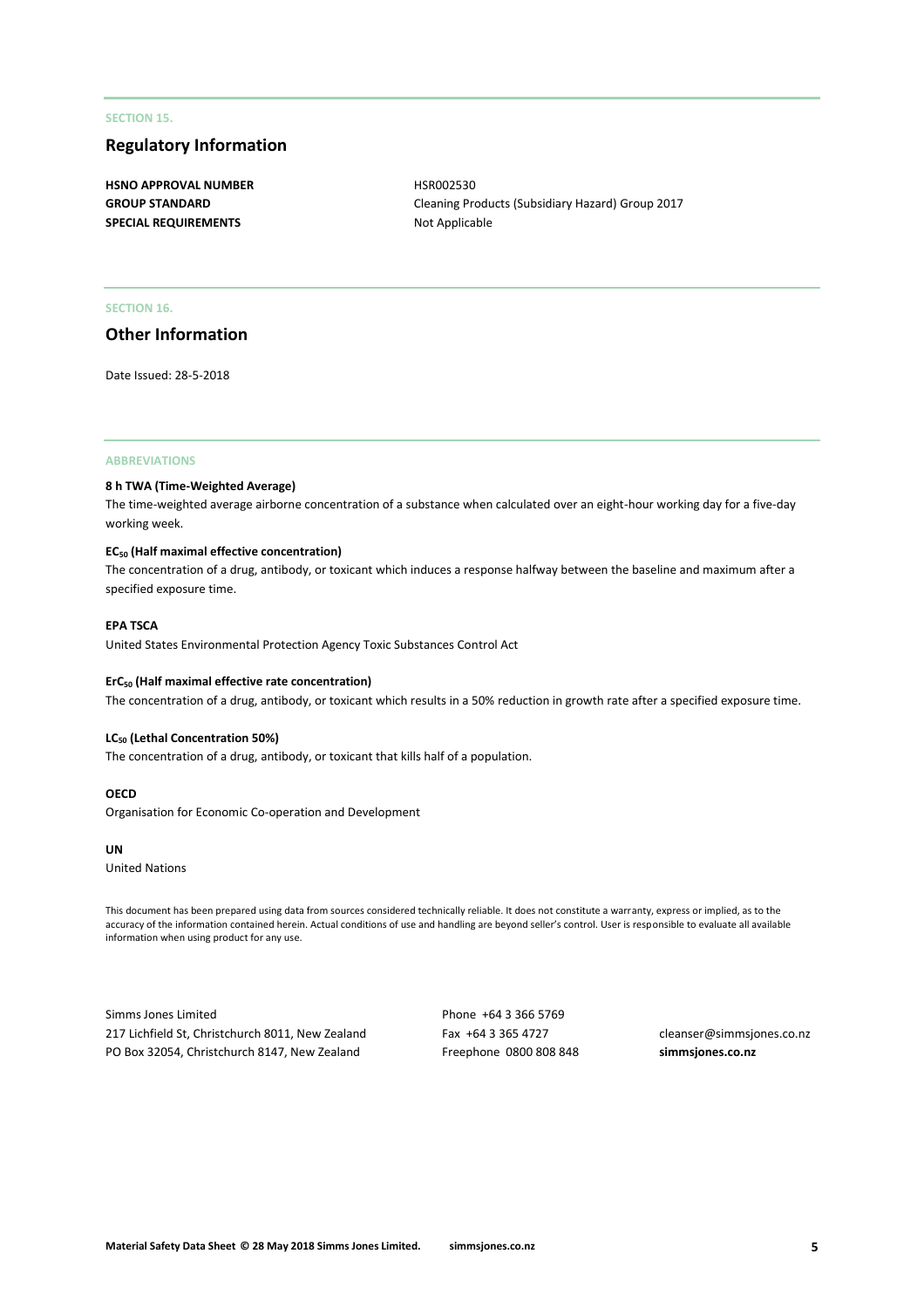SECTION 15.

## Regulatory Information

| | |
|---|---|
| **HSNO APPROVAL NUMBER** | HSR002530 |
| **GROUP STANDARD** | Cleaning Products (Subsidiary Hazard) Group 2017 |
| **SPECIAL REQUIREMENTS** | Not Applicable |

SECTION 16.

## Other Information

Date Issued: 28-5-2018

### ABBREVIATIONS

**8 h TWA (Time-Weighted Average)**
The time-weighted average airborne concentration of a substance when calculated over an eight-hour working day for a five-day working week.

**$EC_{50}$ (Half maximal effective concentration)**
The concentration of a drug, antibody, or toxicant which induces a response halfway between the baseline and maximum after a specified exposure time.

**EPA TSCA**
United States Environmental Protection Agency Toxic Substances Control Act

**$ErC_{50}$ (Half maximal effective rate concentration)**
The concentration of a drug, antibody, or toxicant which results in a 50% reduction in growth rate after a specified exposure time.

**$LC_{50}$ (Lethal Concentration 50%)**
The concentration of a drug, antibody, or toxicant that kills half of a population.

**OECD**
Organisation for Economic Co-operation and Development

**UN**
United Nations

This document has been prepared using data from sources considered technically reliable. It does not constitute a warranty, express or implied, as to the accuracy of the information contained herein. Actual conditions of use and handling are beyond seller's control. User is responsible to evaluate all available information when using product for any use.

Simms Jones Limited
217 Lichfield St, Christchurch 8011, New Zealand
PO Box 32054, Christchurch 8147, New Zealand

Phone +64 3 366 5769
Fax +64 3 365 4727
Freephone 0800 808 848

cleanser@simmsjones.co.nz
**simmsjones.co.nz**